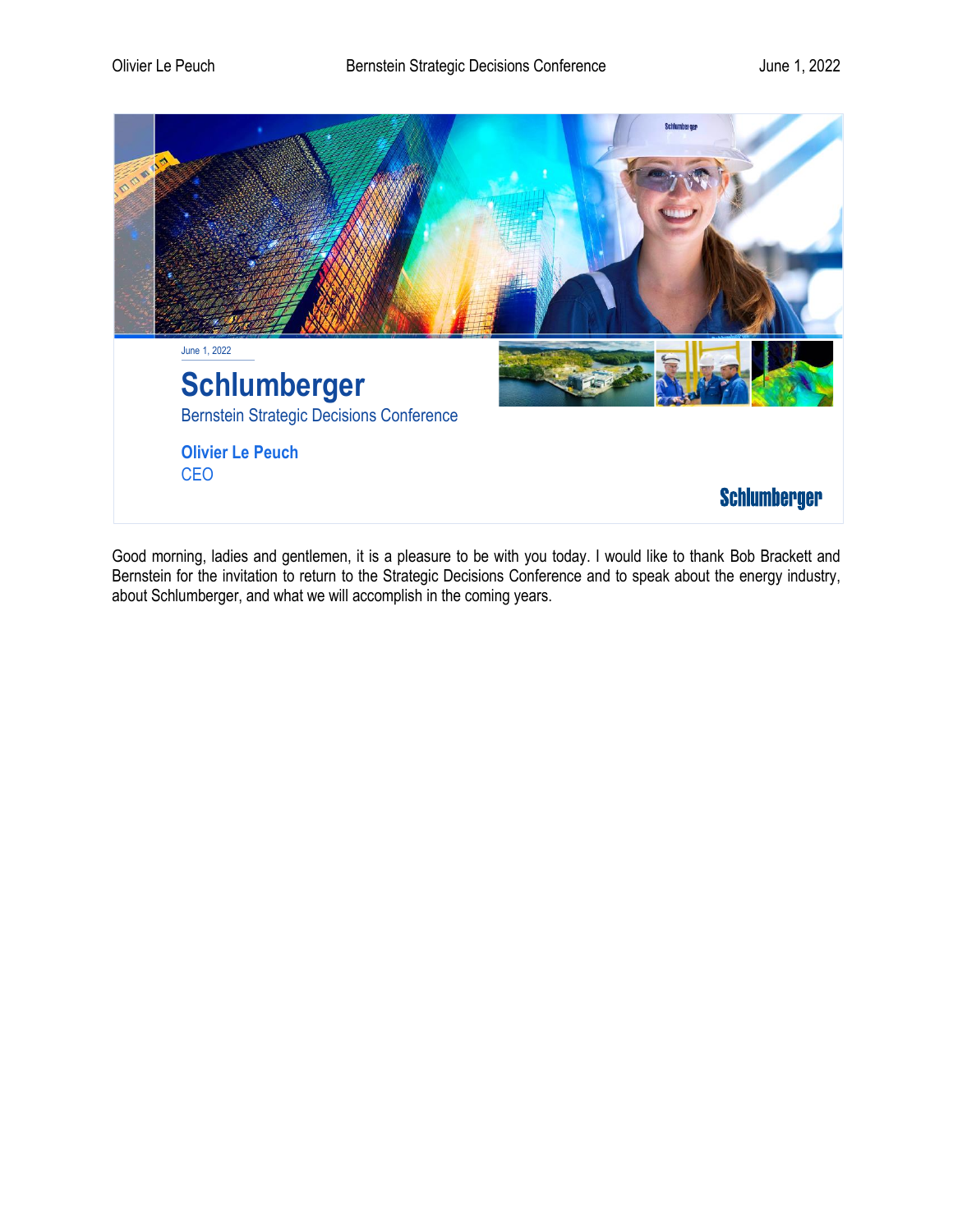June 1, 2022

# Schlumberger

Bernstein Strategic Decisions Conference

**Olivier Le Peuch**
CEO

Schlumberger

Good morning, ladies and gentlemen, it is a pleasure to be with you today. I would like to thank Bob Brackett and Bernstein for the invitation to return to the Strategic Decisions Conference and to speak about the energy industry, about Schlumberger, and what we will accomplish in the coming years.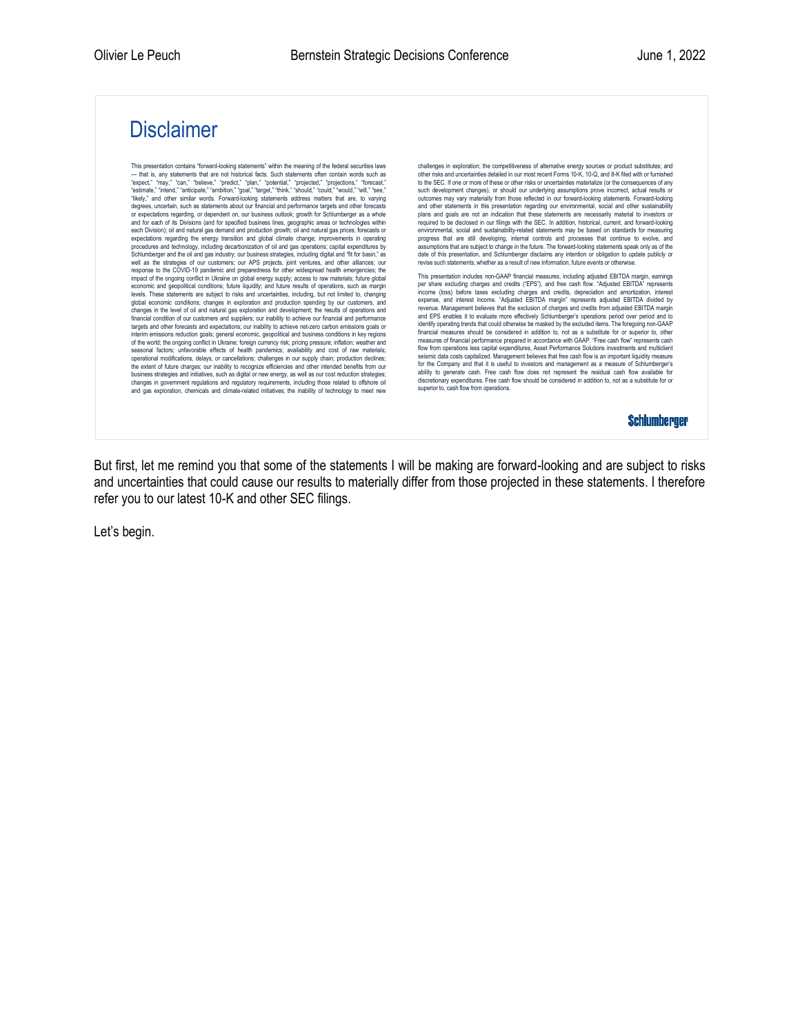# Disclaimer

This presentation contains "forward-looking statements" within the meaning of the federal securities laws — that is, any statements that are not historical facts. Such statements often contain words such as "expect," "may," "can," "believe," "predict," "plan," "potential," "projected," "projections," "forecast," "estimate," "intend," "anticipate," "ambition," "goal," "target," "think," "should," "could," "would," "will," "see," "likely," and other similar words. Forward-looking statements address matters that are, to varying degrees, uncertain, such as statements about our financial and performance targets and other forecasts or expectations regarding, or dependent on, our business outlook; growth for Schlumberger as a whole and for each of its Divisions (and for specified business lines, geographic areas or technologies within each Division); oil and natural gas demand and production growth; oil and natural gas prices; forecasts or expectations regarding the energy transition and global climate change; improvements in operating procedures and technology, including decarbonization of oil and gas operations; capital expenditures by Schlumberger and the oil and gas industry; our business strategies, including digital and "fit for basin," as well as the strategies of our customers; our APS projects, joint ventures, and other alliances; our response to the COVID-19 pandemic and preparedness for other widespread health emergencies; the impact of the ongoing conflict in Ukraine on global energy supply; access to raw materials; future global economic and geopolitical conditions; future liquidity; and future results of operations, such as margin levels. These statements are subject to risks and uncertainties, including, but not limited to, changing global economic conditions; changes in exploration and production spending by our customers, and changes in the level of oil and natural gas exploration and development; the results of operations and financial condition of our customers and suppliers; our inability to achieve our financial and performance targets and other forecasts and expectations; our inability to achieve net-zero carbon emissions goals or interim emissions reduction goals; general economic, geopolitical and business conditions in key regions of the world; the ongoing conflict in Ukraine; foreign currency risk; pricing pressure; inflation; weather and seasonal factors; unfavorable effects of health pandemics; availability and cost of raw materials; operational modifications, delays, or cancellations; challenges in our supply chain; production declines; the extent of future charges; our inability to recognize efficiencies and other intended benefits from our business strategies and initiatives, such as digital or new energy, as well as our cost reduction strategies; changes in government regulations and regulatory requirements, including those related to offshore oil and gas exploration, chemicals and climate-related initiatives; the inability of technology to meet new challenges in exploration; the competitiveness of alternative energy sources or product substitutes; and other risks and uncertainties detailed in our most recent Forms 10-K, 10-Q, and 8-K filed with or furnished to the SEC. If one or more of these or other risks or uncertainties materialize (or the consequences of any such development changes), or should our underlying assumptions prove incorrect, actual results or outcomes may vary materially from those reflected in our forward-looking statements. Forward-looking and other statements in this presentation regarding our environmental, social and other sustainability plans and goals are not an indication that these statements are necessarily material to investors or required to be disclosed in our filings with the SEC. In addition, historical, current, and forward-looking environmental, social and sustainability-related statements may be based on standards for measuring progress that are still developing, internal controls and processes that continue to evolve, and assumptions that are subject to change in the future. The forward-looking statements speak only as of the date of this presentation, and Schlumberger disclaims any intention or obligation to update publicly or revise such statements, whether as a result of new information, future events or otherwise.

This presentation includes non-GAAP financial measures, including adjusted EBITDA margin, earnings per share excluding charges and credits ("EPS"), and free cash flow. "Adjusted EBITDA" represents income (loss) before taxes excluding charges and credits, depreciation and amortization, interest expense, and interest income. "Adjusted EBITDA margin" represents adjusted EBITDA divided by revenue. Management believes that the exclusion of charges and credits from adjusted EBITDA margin and EPS enables it to evaluate more effectively Schlumberger's operations period over period and to identify operating trends that could otherwise be masked by the excluded items. The foregoing non-GAAP financial measures should be considered in addition to, not as a substitute for or superior to, other measures of financial performance prepared in accordance with GAAP. "Free cash flow" represents cash flow from operations less capital expenditures, Asset Performance Solutions investments and multiclient seismic data costs capitalized. Management believes that free cash flow is an important liquidity measure for the Company and that it is useful to investors and management as a measure of Schlumberger's ability to generate cash. Free cash flow does not represent the residual cash flow available for discretionary expenditures. Free cash flow should be considered in addition to, not as a substitute for or superior to, cash flow from operations.

Schlumberger

But first, let me remind you that some of the statements I will be making are forward-looking and are subject to risks and uncertainties that could cause our results to materially differ from those projected in these statements. I therefore refer you to our latest 10-K and other SEC filings.

Let's begin.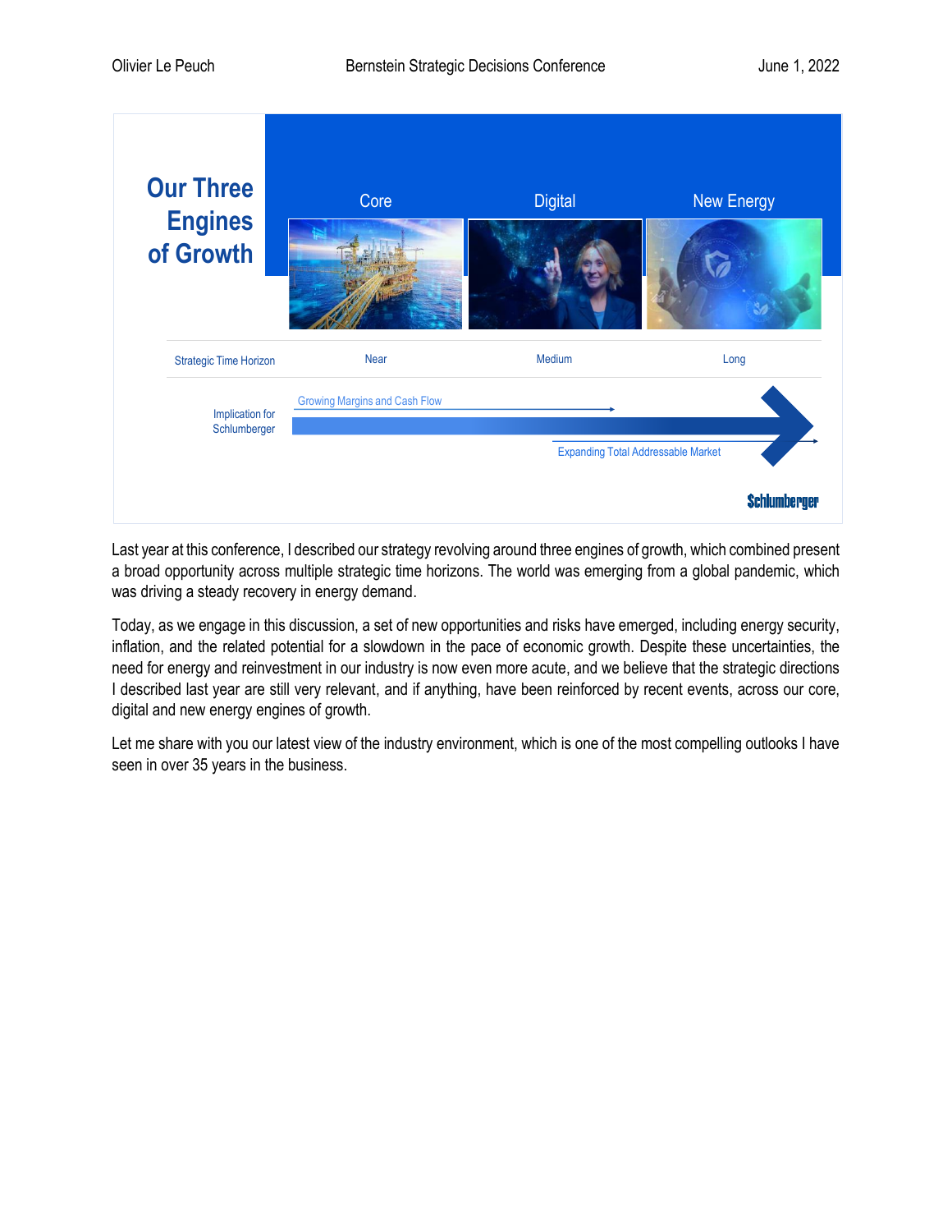## Our Three Engines of Growth

| | Core | Digital | New Energy |
|---|---|---|---|
| Strategic Time Horizon | Near | Medium | Long |

Implication for Schlumberger: Growing Margins and Cash Flow → Expanding Total Addressable Market

Schlumberger

Last year at this conference, I described our strategy revolving around three engines of growth, which combined present a broad opportunity across multiple strategic time horizons. The world was emerging from a global pandemic, which was driving a steady recovery in energy demand.

Today, as we engage in this discussion, a set of new opportunities and risks have emerged, including energy security, inflation, and the related potential for a slowdown in the pace of economic growth. Despite these uncertainties, the need for energy and reinvestment in our industry is now even more acute, and we believe that the strategic directions I described last year are still very relevant, and if anything, have been reinforced by recent events, across our core, digital and new energy engines of growth.

Let me share with you our latest view of the industry environment, which is one of the most compelling outlooks I have seen in over 35 years in the business.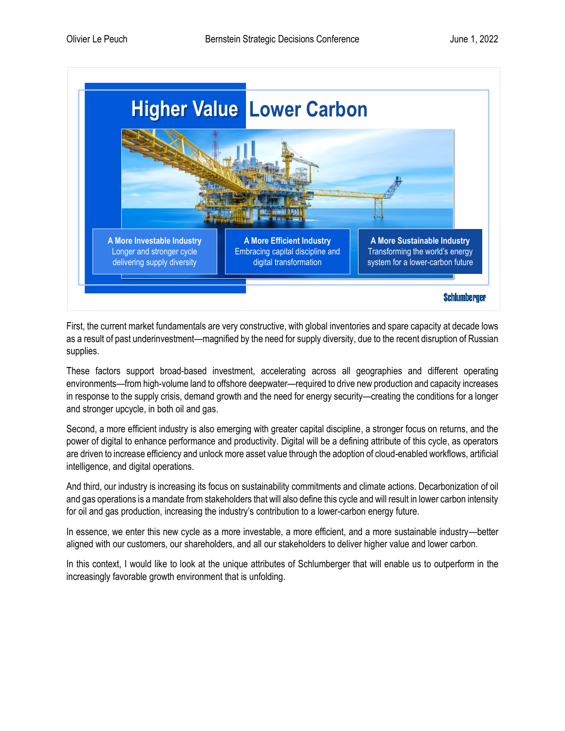**Higher Value Lower Carbon**

**A More Investable Industry**
Longer and stronger cycle delivering supply diversity

**A More Efficient Industry**
Embracing capital discipline and digital transformation

**A More Sustainable Industry**
Transforming the world's energy system for a lower-carbon future

First, the current market fundamentals are very constructive, with global inventories and spare capacity at decade lows as a result of past underinvestment—magnified by the need for supply diversity, due to the recent disruption of Russian supplies.

These factors support broad-based investment, accelerating across all geographies and different operating environments—from high-volume land to offshore deepwater—required to drive new production and capacity increases in response to the supply crisis, demand growth and the need for energy security—creating the conditions for a longer and stronger upcycle, in both oil and gas.

Second, a more efficient industry is also emerging with greater capital discipline, a stronger focus on returns, and the power of digital to enhance performance and productivity. Digital will be a defining attribute of this cycle, as operators are driven to increase efficiency and unlock more asset value through the adoption of cloud-enabled workflows, artificial intelligence, and digital operations.

And third, our industry is increasing its focus on sustainability commitments and climate actions. Decarbonization of oil and gas operations is a mandate from stakeholders that will also define this cycle and will result in lower carbon intensity for oil and gas production, increasing the industry's contribution to a lower-carbon energy future.

In essence, we enter this new cycle as a more investable, a more efficient, and a more sustainable industry—better aligned with our customers, our shareholders, and all our stakeholders to deliver higher value and lower carbon.

In this context, I would like to look at the unique attributes of Schlumberger that will enable us to outperform in the increasingly favorable growth environment that is unfolding.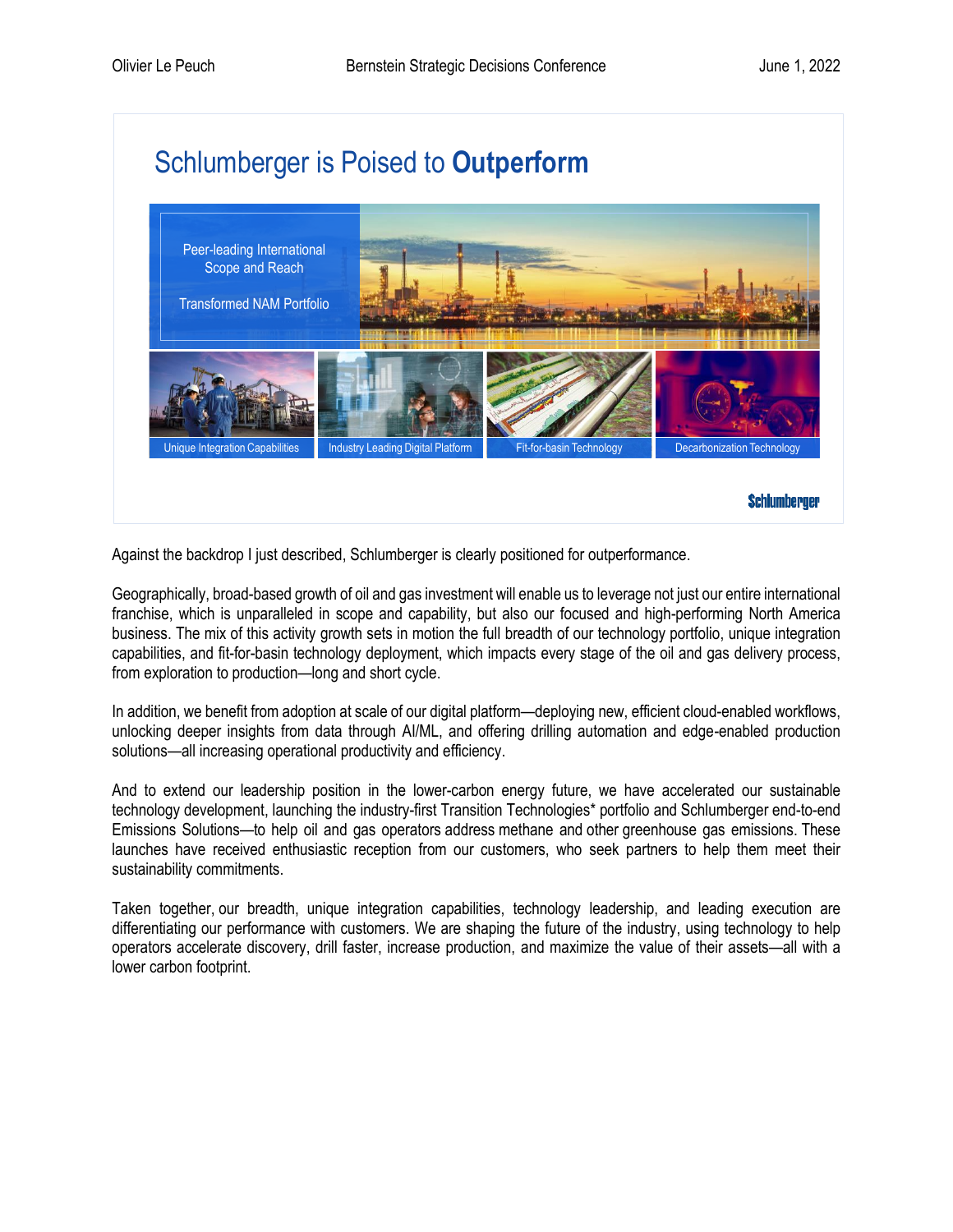## Schlumberger is Poised to **Outperform**

Peer-leading International Scope and Reach

Transformed NAM Portfolio

Unique Integration Capabilities | Industry Leading Digital Platform | Fit-for-basin Technology | Decarbonization Technology

Schlumberger

Against the backdrop I just described, Schlumberger is clearly positioned for outperformance.

Geographically, broad-based growth of oil and gas investment will enable us to leverage not just our entire international franchise, which is unparalleled in scope and capability, but also our focused and high-performing North America business. The mix of this activity growth sets in motion the full breadth of our technology portfolio, unique integration capabilities, and fit-for-basin technology deployment, which impacts every stage of the oil and gas delivery process, from exploration to production—long and short cycle.

In addition, we benefit from adoption at scale of our digital platform—deploying new, efficient cloud-enabled workflows, unlocking deeper insights from data through AI/ML, and offering drilling automation and edge-enabled production solutions—all increasing operational productivity and efficiency.

And to extend our leadership position in the lower-carbon energy future, we have accelerated our sustainable technology development, launching the industry-first Transition Technologies* portfolio and Schlumberger end-to-end Emissions Solutions—to help oil and gas operators address methane and other greenhouse gas emissions. These launches have received enthusiastic reception from our customers, who seek partners to help them meet their sustainability commitments.

Taken together, our breadth, unique integration capabilities, technology leadership, and leading execution are differentiating our performance with customers. We are shaping the future of the industry, using technology to help operators accelerate discovery, drill faster, increase production, and maximize the value of their assets—all with a lower carbon footprint.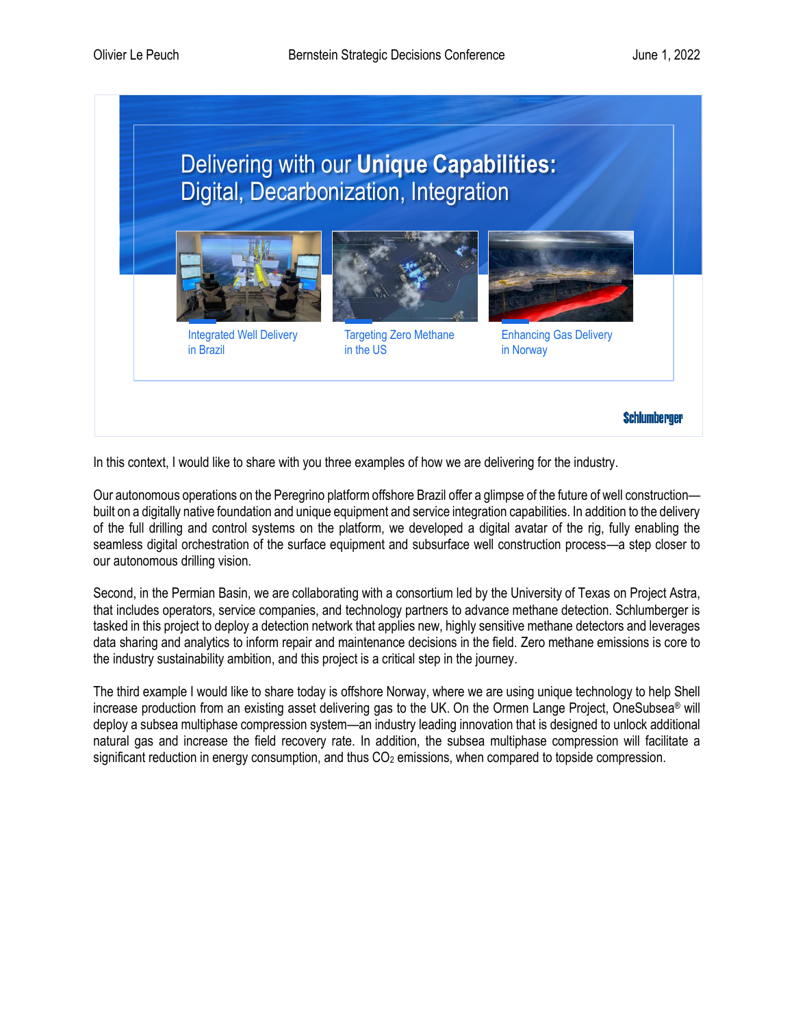Delivering with our **Unique Capabilities:** Digital, Decarbonization, Integration

Integrated Well Delivery in Brazil

Targeting Zero Methane in the US

Enhancing Gas Delivery in Norway

Schlumberger

In this context, I would like to share with you three examples of how we are delivering for the industry.

Our autonomous operations on the Peregrino platform offshore Brazil offer a glimpse of the future of well construction—built on a digitally native foundation and unique equipment and service integration capabilities. In addition to the delivery of the full drilling and control systems on the platform, we developed a digital avatar of the rig, fully enabling the seamless digital orchestration of the surface equipment and subsurface well construction process—a step closer to our autonomous drilling vision.

Second, in the Permian Basin, we are collaborating with a consortium led by the University of Texas on Project Astra, that includes operators, service companies, and technology partners to advance methane detection. Schlumberger is tasked in this project to deploy a detection network that applies new, highly sensitive methane detectors and leverages data sharing and analytics to inform repair and maintenance decisions in the field. Zero methane emissions is core to the industry sustainability ambition, and this project is a critical step in the journey.

The third example I would like to share today is offshore Norway, where we are using unique technology to help Shell increase production from an existing asset delivering gas to the UK. On the Ormen Lange Project, OneSubsea® will deploy a subsea multiphase compression system—an industry leading innovation that is designed to unlock additional natural gas and increase the field recovery rate. In addition, the subsea multiphase compression will facilitate a significant reduction in energy consumption, and thus $CO_2$ emissions, when compared to topside compression.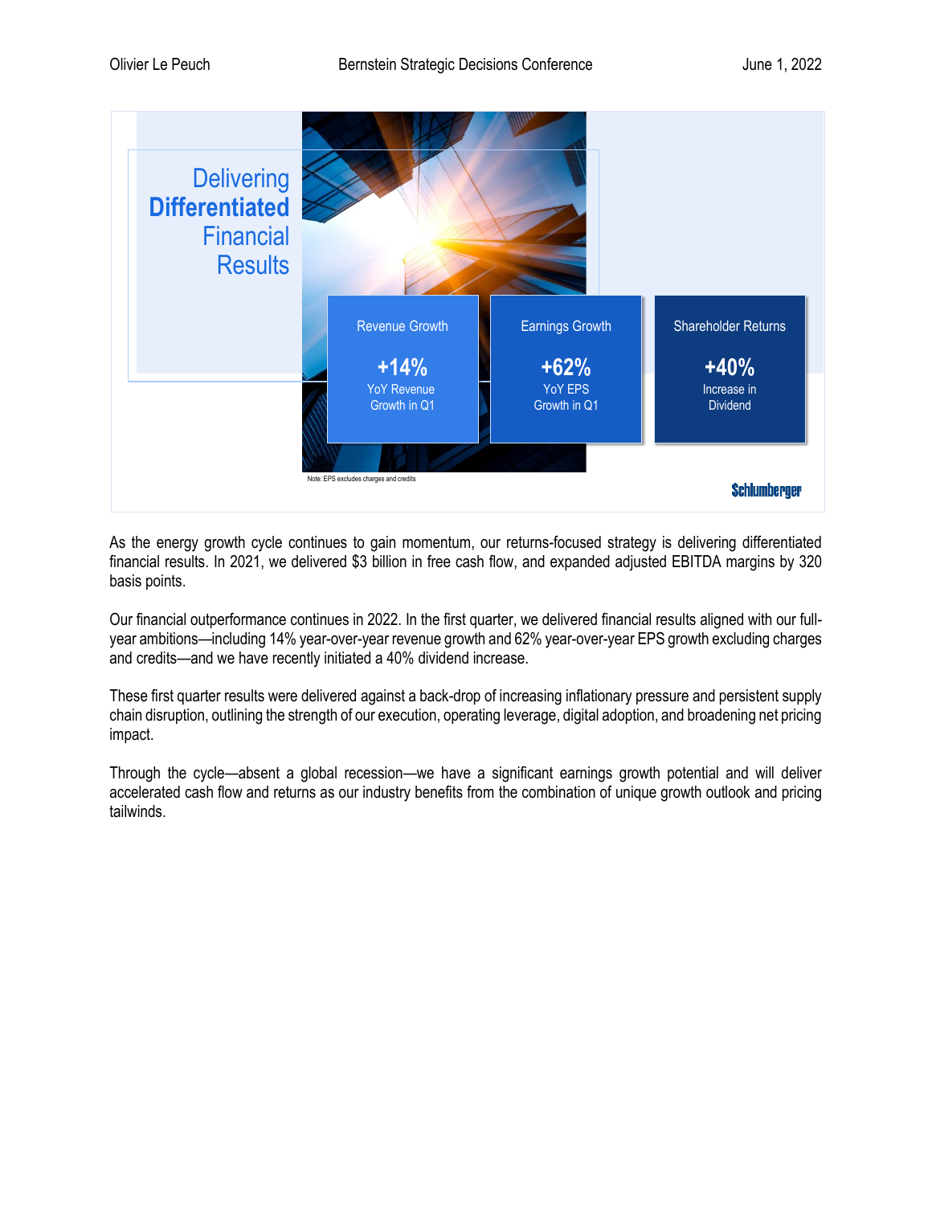## Delivering **Differentiated** Financial Results

| Revenue Growth | Earnings Growth | Shareholder Returns |
|---|---|---|
| **+14%** YoY Revenue Growth in Q1 | **+62%** YoY EPS Growth in Q1 | **+40%** Increase in Dividend |

Note: EPS excludes charges and credits

Schlumberger

As the energy growth cycle continues to gain momentum, our returns-focused strategy is delivering differentiated financial results. In 2021, we delivered $3 billion in free cash flow, and expanded adjusted EBITDA margins by 320 basis points.

Our financial outperformance continues in 2022. In the first quarter, we delivered financial results aligned with our full-year ambitions—including 14% year-over-year revenue growth and 62% year-over-year EPS growth excluding charges and credits—and we have recently initiated a 40% dividend increase.

These first quarter results were delivered against a back-drop of increasing inflationary pressure and persistent supply chain disruption, outlining the strength of our execution, operating leverage, digital adoption, and broadening net pricing impact.

Through the cycle—absent a global recession—we have a significant earnings growth potential and will deliver accelerated cash flow and returns as our industry benefits from the combination of unique growth outlook and pricing tailwinds.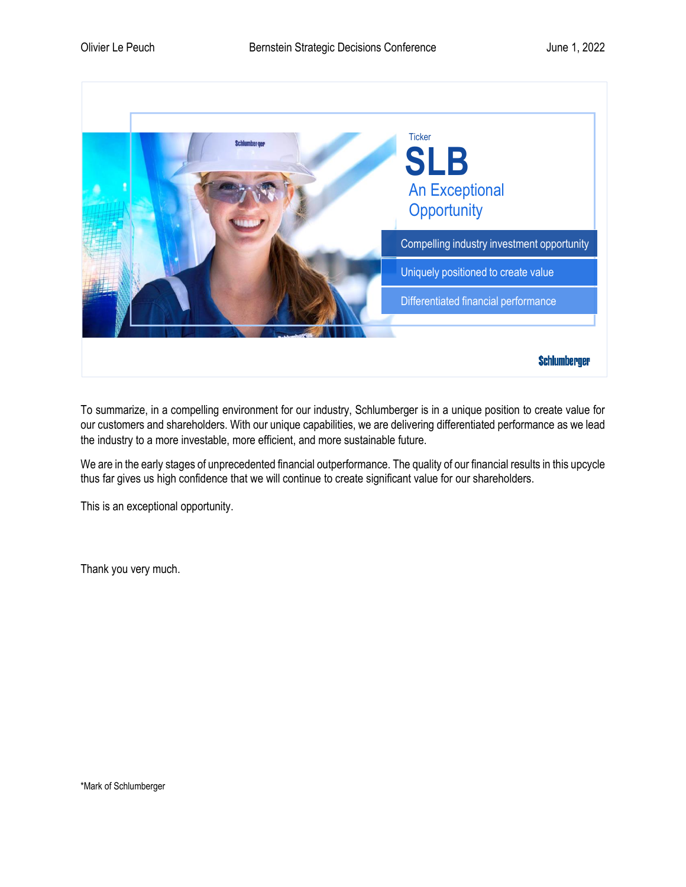Ticker

SLB

An Exceptional Opportunity

Compelling industry investment opportunity

Uniquely positioned to create value

Differentiated financial performance

Schlumberger

To summarize, in a compelling environment for our industry, Schlumberger is in a unique position to create value for our customers and shareholders. With our unique capabilities, we are delivering differentiated performance as we lead the industry to a more investable, more efficient, and more sustainable future.

We are in the early stages of unprecedented financial outperformance. The quality of our financial results in this upcycle thus far gives us high confidence that we will continue to create significant value for our shareholders.

This is an exceptional opportunity.

Thank you very much.

*Mark of Schlumberger